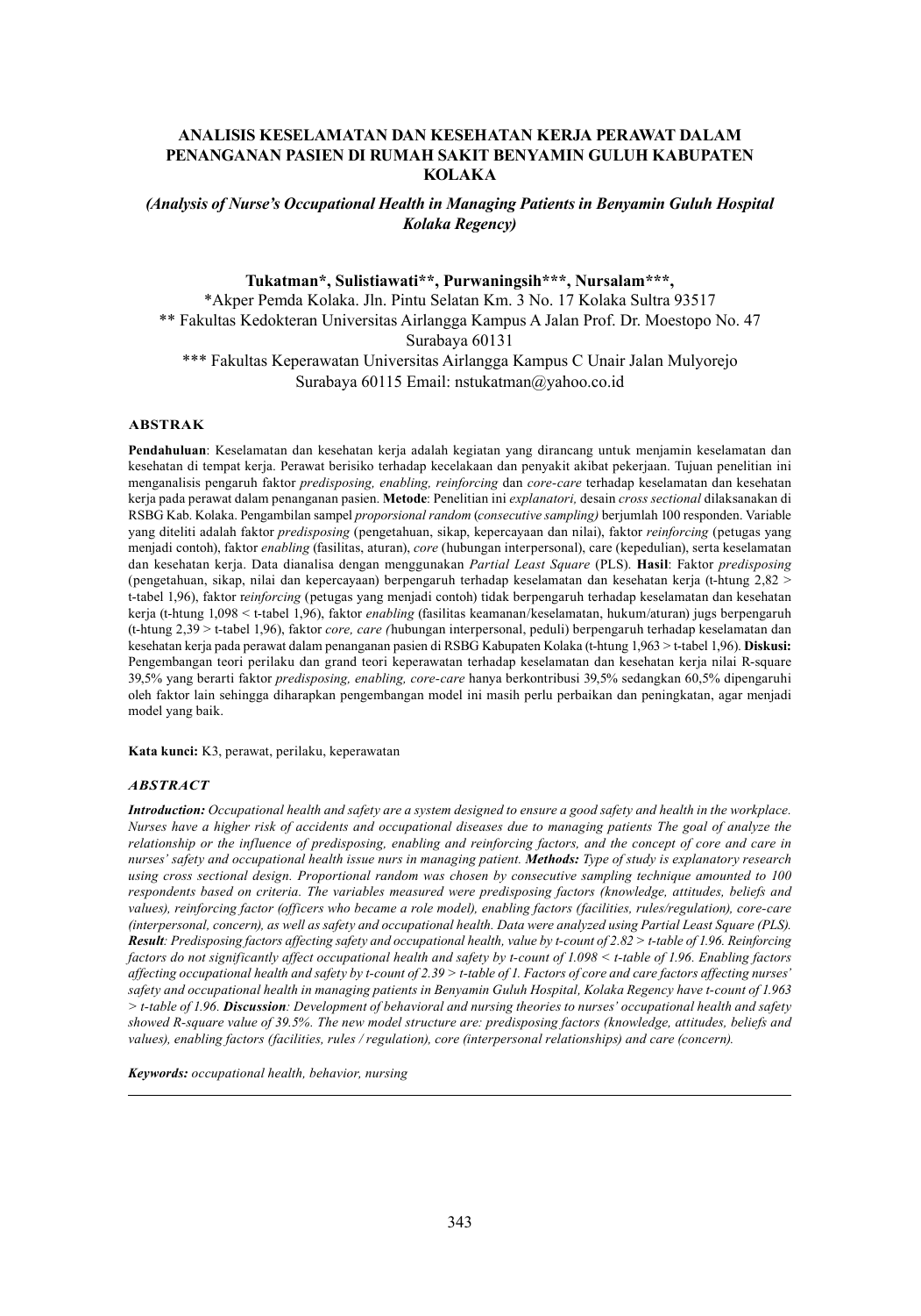# ANALISIS KESELAMATAN DAN KESEHATAN KERJA PERAWAT DALAM PENANGANAN PASIEN DI RUMAH SAKIT BENYAMIN GULUH KABUPATEN KOLAKA

***(Analysis of Nurse's Occupational Health in Managing Patients in Benyamin Guluh Hospital Kolaka Regency)***

**Tukatman\*, Sulistiawati\*\*, Purwaningsih\*\*\*, Nursalam\*\*\*,**

\*Akper Pemda Kolaka. Jln. Pintu Selatan Km. 3 No. 17 Kolaka Sultra 93517

\*\* Fakultas Kedokteran Universitas Airlangga Kampus A Jalan Prof. Dr. Moestopo No. 47 Surabaya 60131

\*\*\* Fakultas Keperawatan Universitas Airlangga Kampus C Unair Jalan Mulyorejo Surabaya 60115 Email: nstukatman@yahoo.co.id

## ABSTRAK

**Pendahuluan**: Keselamatan dan kesehatan kerja adalah kegiatan yang dirancang untuk menjamin keselamatan dan kesehatan di tempat kerja. Perawat berisiko terhadap kecelakaan dan penyakit akibat pekerjaan. Tujuan penelitian ini menganalisis pengaruh faktor *predisposing, enabling, reinforcing* dan *core-care* terhadap keselamatan dan kesehatan kerja pada perawat dalam penanganan pasien. **Metode**: Penelitian ini *explanatori,* desain *cross sectional* dilaksanakan di RSBG Kab. Kolaka. Pengambilan sampel *proporsional random* (*consecutive sampling)* berjumlah 100 responden. Variable yang diteliti adalah faktor *predisposing* (pengetahuan, sikap, kepercayaan dan nilai), faktor *reinforcing* (petugas yang menjadi contoh), faktor *enabling* (fasilitas, aturan), *core* (hubungan interpersonal), care (kepedulian), serta keselamatan dan kesehatan kerja. Data dianalisa dengan menggunakan *Partial Least Square* (PLS). **Hasil**: Faktor *predisposing* (pengetahuan, sikap, nilai dan kepercayaan) berpengaruh terhadap keselamatan dan kesehatan kerja (t-htung 2,82 > t-tabel 1,96), faktor r*einforcing* (petugas yang menjadi contoh) tidak berpengaruh terhadap keselamatan dan kesehatan kerja (t-htung 1,098 < t-tabel 1,96), faktor *enabling* (fasilitas keamanan/keselamatan, hukum/aturan) jugs berpengaruh (t-htung 2,39 > t-tabel 1,96), faktor *core, care (*hubungan interpersonal, peduli) berpengaruh terhadap keselamatan dan kesehatan kerja pada perawat dalam penanganan pasien di RSBG Kabupaten Kolaka (t-htung 1,963 > t-tabel 1,96). **Diskusi:** Pengembangan teori perilaku dan grand teori keperawatan terhadap keselamatan dan kesehatan kerja nilai R-square 39,5% yang berarti faktor *predisposing, enabling, core-care* hanya berkontribusi 39,5% sedangkan 60,5% dipengaruhi oleh faktor lain sehingga diharapkan pengembangan model ini masih perlu perbaikan dan peningkatan, agar menjadi model yang baik.

**Kata kunci:** K3, perawat, perilaku, keperawatan

## *ABSTRACT*

***Introduction:*** *Occupational health and safety are a system designed to ensure a good safety and health in the workplace. Nurses have a higher risk of accidents and occupational diseases due to managing patients The goal of analyze the relationship or the influence of predisposing, enabling and reinforcing factors, and the concept of core and care in nurses' safety and occupational health issue nurs in managing patient.* ***Methods:*** *Type of study is explanatory research using cross sectional design. Proportional random was chosen by consecutive sampling technique amounted to 100 respondents based on criteria. The variables measured were predisposing factors (knowledge, attitudes, beliefs and values), reinforcing factor (officers who became a role model), enabling factors (facilities, rules/regulation), core-care (interpersonal, concern), as well as safety and occupational health. Data were analyzed using Partial Least Square (PLS).* ***Result****: Predisposing factors affecting safety and occupational health, value by t-count of 2.82 > t-table of 1.96. Reinforcing factors do not significantly affect occupational health and safety by t-count of 1.098 < t-table of 1.96. Enabling factors affecting occupational health and safety by t-count of 2.39 > t-table of 1. Factors of core and care factors affecting nurses' safety and occupational health in managing patients in Benyamin Guluh Hospital, Kolaka Regency have t-count of 1.963 > t-table of 1.96.* ***Discussion****: Development of behavioral and nursing theories to nurses' occupational health and safety showed R-square value of 39.5%. The new model structure are: predisposing factors (knowledge, attitudes, beliefs and values), enabling factors (facilities, rules / regulation), core (interpersonal relationships) and care (concern).*

***Keywords:*** *occupational health, behavior, nursing*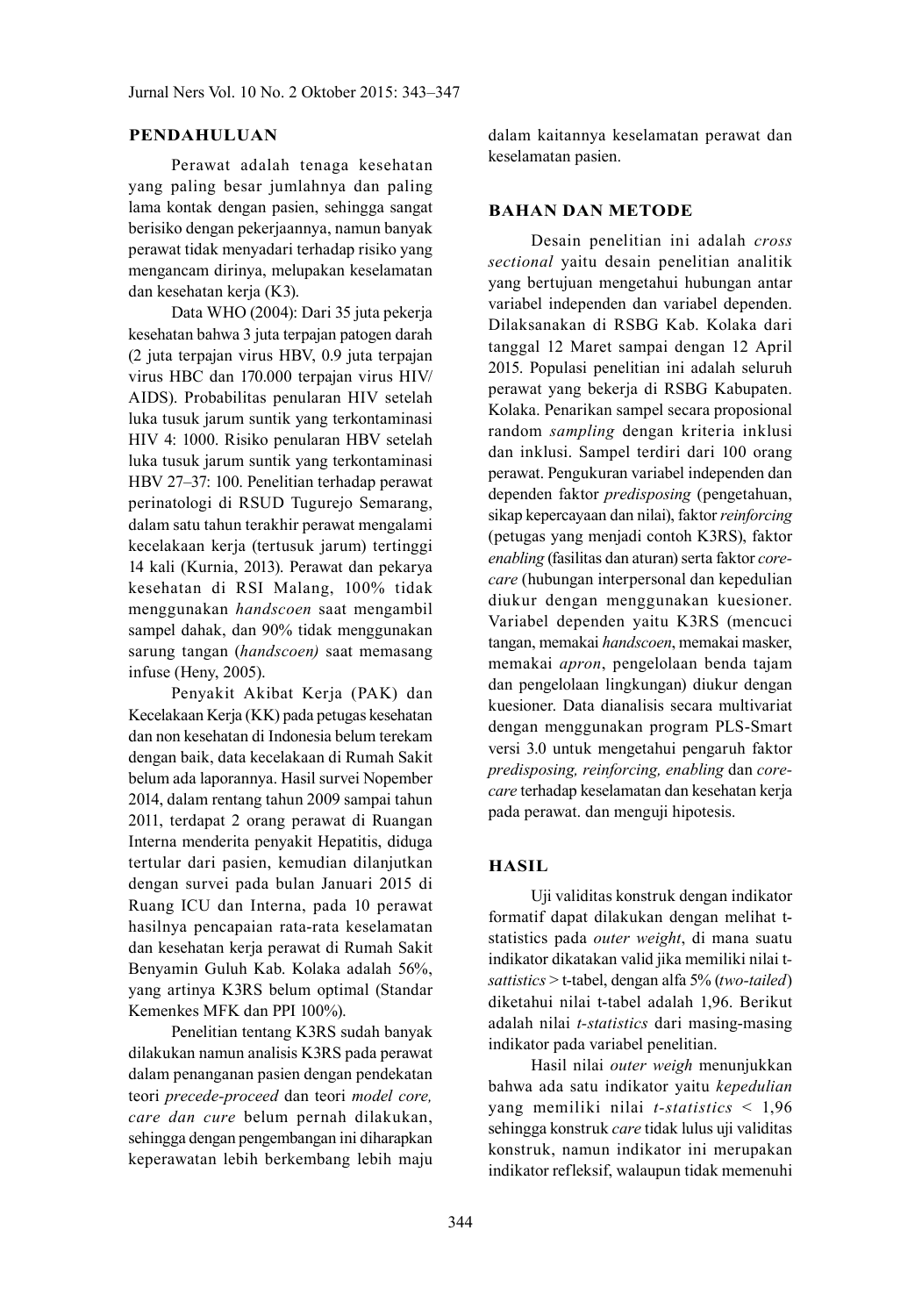## PENDAHULUAN

Perawat adalah tenaga kesehatan yang paling besar jumlahnya dan paling lama kontak dengan pasien, sehingga sangat berisiko dengan pekerjaannya, namun banyak perawat tidak menyadari terhadap risiko yang mengancam dirinya, melupakan keselamatan dan kesehatan kerja (K3).

Data WHO (2004): Dari 35 juta pekerja kesehatan bahwa 3 juta terpajan patogen darah (2 juta terpajan virus HBV, 0.9 juta terpajan virus HBC dan 170.000 terpajan virus HIV/AIDS). Probabilitas penularan HIV setelah luka tusuk jarum suntik yang terkontaminasi HIV 4: 1000. Risiko penularan HBV setelah luka tusuk jarum suntik yang terkontaminasi HBV 27–37: 100. Penelitian terhadap perawat perinatologi di RSUD Tugurejo Semarang, dalam satu tahun terakhir perawat mengalami kecelakaan kerja (tertusuk jarum) tertinggi 14 kali (Kurnia, 2013). Perawat dan pekarya kesehatan di RSI Malang, 100% tidak menggunakan *handscoen* saat mengambil sampel dahak, dan 90% tidak menggunakan sarung tangan (*handscoen)* saat memasang infuse (Heny, 2005).

Penyakit Akibat Kerja (PAK) dan Kecelakaan Kerja (KK) pada petugas kesehatan dan non kesehatan di Indonesia belum terekam dengan baik, data kecelakaan di Rumah Sakit belum ada laporannya. Hasil survei Nopember 2014, dalam rentang tahun 2009 sampai tahun 2011, terdapat 2 orang perawat di Ruangan Interna menderita penyakit Hepatitis, diduga tertular dari pasien, kemudian dilanjutkan dengan survei pada bulan Januari 2015 di Ruang ICU dan Interna, pada 10 perawat hasilnya pencapaian rata-rata keselamatan dan kesehatan kerja perawat di Rumah Sakit Benyamin Guluh Kab. Kolaka adalah 56%, yang artinya K3RS belum optimal (Standar Kemenkes MFK dan PPI 100%).

Penelitian tentang K3RS sudah banyak dilakukan namun analisis K3RS pada perawat dalam penanganan pasien dengan pendekatan teori *precede-proceed* dan teori *model core, care dan cure* belum pernah dilakukan, sehingga dengan pengembangan ini diharapkan keperawatan lebih berkembang lebih maju dalam kaitannya keselamatan perawat dan keselamatan pasien.

## BAHAN DAN METODE

Desain penelitian ini adalah *cross sectional* yaitu desain penelitian analitik yang bertujuan mengetahui hubungan antar variabel independen dan variabel dependen. Dilaksanakan di RSBG Kab. Kolaka dari tanggal 12 Maret sampai dengan 12 April 2015. Populasi penelitian ini adalah seluruh perawat yang bekerja di RSBG Kabupaten. Kolaka. Penarikan sampel secara proposional random *sampling* dengan kriteria inklusi dan inklusi. Sampel terdiri dari 100 orang perawat. Pengukuran variabel independen dan dependen faktor *predisposing* (pengetahuan, sikap kepercayaan dan nilai), faktor *reinforcing* (petugas yang menjadi contoh K3RS), faktor *enabling* (fasilitas dan aturan) serta faktor *core-care* (hubungan interpersonal dan kepedulian diukur dengan menggunakan kuesioner. Variabel dependen yaitu K3RS (mencuci tangan, memakai *handscoen*, memakai masker, memakai *apron*, pengelolaan benda tajam dan pengelolaan lingkungan) diukur dengan kuesioner. Data dianalisis secara multivariat dengan menggunakan program PLS-Smart versi 3.0 untuk mengetahui pengaruh faktor *predisposing, reinforcing, enabling* dan *core-care* terhadap keselamatan dan kesehatan kerja pada perawat. dan menguji hipotesis.

## HASIL

Uji validitas konstruk dengan indikator formatif dapat dilakukan dengan melihat t-statistics pada *outer weight*, di mana suatu indikator dikatakan valid jika memiliki nilai t-*sattistics* > t-tabel, dengan alfa 5% (*two-tailed*) diketahui nilai t-tabel adalah 1,96. Berikut adalah nilai *t-statistics* dari masing-masing indikator pada variabel penelitian.

Hasil nilai *outer weigh* menunjukkan bahwa ada satu indikator yaitu *kepedulian* yang memiliki nilai *t-statistics* < 1,96 sehingga konstruk *care* tidak lulus uji validitas konstruk, namun indikator ini merupakan indikator refleksif, walaupun tidak memenuhi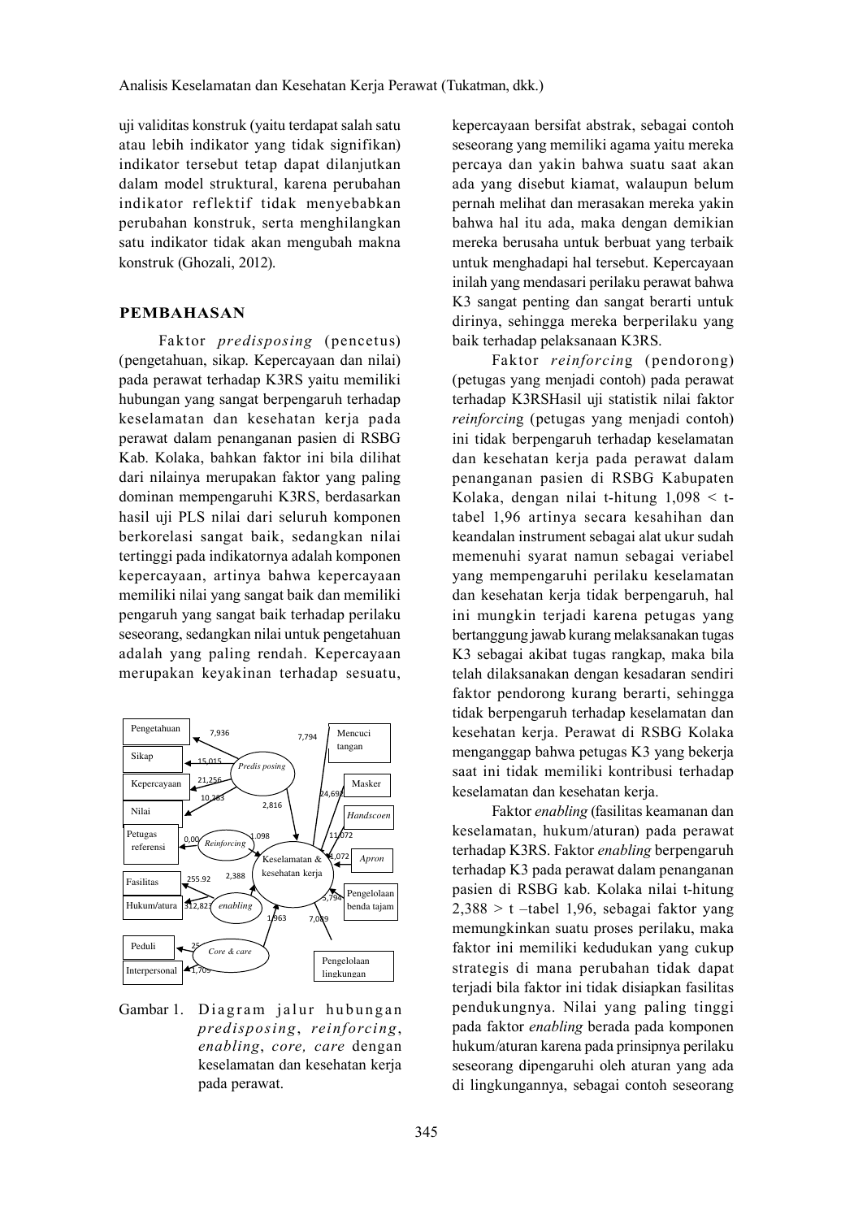uji validitas konstruk (yaitu terdapat salah satu atau lebih indikator yang tidak signifikan) indikator tersebut tetap dapat dilanjutkan dalam model struktural, karena perubahan indikator reflektif tidak menyebabkan perubahan konstruk, serta menghilangkan satu indikator tidak akan mengubah makna konstruk (Ghozali, 2012).

## PEMBAHASAN

Faktor *predisposing* (pencetus) (pengetahuan, sikap. Kepercayaan dan nilai) pada perawat terhadap K3RS yaitu memiliki hubungan yang sangat berpengaruh terhadap keselamatan dan kesehatan kerja pada perawat dalam penanganan pasien di RSBG Kab. Kolaka, bahkan faktor ini bila dilihat dari nilainya merupakan faktor yang paling dominan mempengaruhi K3RS, berdasarkan hasil uji PLS nilai dari seluruh komponen berkorelasi sangat baik, sedangkan nilai tertinggi pada indikatornya adalah komponen kepercayaan, artinya bahwa kepercayaan memiliki nilai yang sangat baik dan memiliki pengaruh yang sangat baik terhadap perilaku seseorang, sedangkan nilai untuk pengetahuan adalah yang paling rendah. Kepercayaan merupakan keyakinan terhadap sesuatu,

Gambar 1. Diagram jalur hubungan *predisposing*, *reinforcing*, *enabling*, *core, care* dengan keselamatan dan kesehatan kerja pada perawat.

kepercayaan bersifat abstrak, sebagai contoh seseorang yang memiliki agama yaitu mereka percaya dan yakin bahwa suatu saat akan ada yang disebut kiamat, walaupun belum pernah melihat dan merasakan mereka yakin bahwa hal itu ada, maka dengan demikian mereka berusaha untuk berbuat yang terbaik untuk menghadapi hal tersebut. Kepercayaan inilah yang mendasari perilaku perawat bahwa K3 sangat penting dan sangat berarti untuk dirinya, sehingga mereka berperilaku yang baik terhadap pelaksanaan K3RS.

Faktor *reinforcing* (pendorong) (petugas yang menjadi contoh) pada perawat terhadap K3RSHasil uji statistik nilai faktor *reinforcing* (petugas yang menjadi contoh) ini tidak berpengaruh terhadap keselamatan dan kesehatan kerja pada perawat dalam penanganan pasien di RSBG Kabupaten Kolaka, dengan nilai t-hitung 1,098 < t-tabel 1,96 artinya secara kesahihan dan keandalan instrument sebagai alat ukur sudah memenuhi syarat namun sebagai veriabel yang mempengaruhi perilaku keselamatan dan kesehatan kerja tidak berpengaruh, hal ini mungkin terjadi karena petugas yang bertanggung jawab kurang melaksanakan tugas K3 sebagai akibat tugas rangkap, maka bila telah dilaksanakan dengan kesadaran sendiri faktor pendorong kurang berarti, sehingga tidak berpengaruh terhadap keselamatan dan kesehatan kerja. Perawat di RSBG Kolaka menganggap bahwa petugas K3 yang bekerja saat ini tidak memiliki kontribusi terhadap keselamatan dan kesehatan kerja.

Faktor *enabling* (fasilitas keamanan dan keselamatan, hukum/aturan) pada perawat terhadap K3RS. Faktor *enabling* berpengaruh terhadap K3 pada perawat dalam penanganan pasien di RSBG kab. Kolaka nilai t-hitung 2,388 > t –tabel 1,96, sebagai faktor yang memungkinkan suatu proses perilaku, maka faktor ini memiliki kedudukan yang cukup strategis di mana perubahan tidak dapat terjadi bila faktor ini tidak disiapkan fasilitas pendukungnya. Nilai yang paling tinggi pada faktor *enabling* berada pada komponen hukum/aturan karena pada prinsipnya perilaku seseorang dipengaruhi oleh aturan yang ada di lingkungannya, sebagai contoh seseorang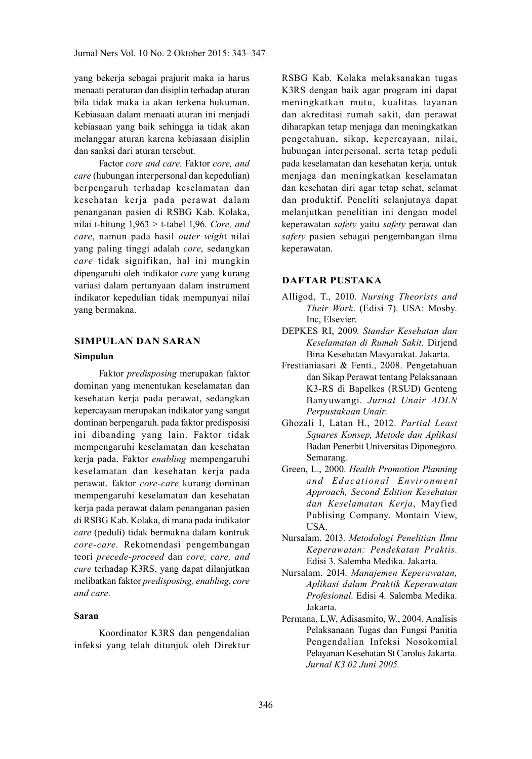yang bekerja sebagai prajurit maka ia harus menaati peraturan dan disiplin terhadap aturan bila tidak maka ia akan terkena hukuman. Kebiasaan dalam menaati aturan ini menjadi kebiasaan yang baik sehingga ia tidak akan melanggar aturan karena kebiasaan disiplin dan sanksi dari aturan tersebut.

Factor *core and care.* Faktor *core, and care* (hubungan interpersonal dan kepedulian) berpengaruh terhadap keselamatan dan kesehatan kerja pada perawat dalam penanganan pasien di RSBG Kab. Kolaka, nilai t-hitung 1,963 > t-tabel 1,96. *Core, and care*, namun pada hasil *outer wigh*t nilai yang paling tinggi adalah *core*, sedangkan *care* tidak signifikan, hal ini mungkin dipengaruhi oleh indikator *care* yang kurang variasi dalam pertanyaan dalam instrument indikator kepedulian tidak mempunyai nilai yang bermakna.

## SIMPULAN DAN SARAN

### Simpulan

Faktor *predisposing* merupakan faktor dominan yang menentukan keselamatan dan kesehatan kerja pada perawat, sedangkan kepercayaan merupakan indikator yang sangat dominan berpengaruh. pada faktor predisposisi ini dibanding yang lain. Faktor tidak mempengaruhi keselamatan dan kesehatan kerja pada. Faktor *enabling* mempengaruhi keselamatan dan kesehatan kerja pada perawat. faktor *core-care* kurang dominan mempengaruhi keselamatan dan kesehatan kerja pada perawat dalam penanganan pasien di RSBG Kab. Kolaka, di mana pada indikator *care* (peduli) tidak bermakna dalam kontruk *core-care*. Rekomendasi pengembangan teori *precede-proceed* dan *core, care, and cure* terhadap K3RS, yang dapat dilanjutkan melibatkan faktor *predisposing, enabling*, *core and care*.

### Saran

Koordinator K3RS dan pengendalian infeksi yang telah ditunjuk oleh Direktur RSBG Kab. Kolaka melaksanakan tugas K3RS dengan baik agar program ini dapat meningkatkan mutu, kualitas layanan dan akreditasi rumah sakit, dan perawat diharapkan tetap menjaga dan meningkatkan pengetahuan, sikap, kepercayaan, nilai, hubungan interpersonal, serta tetap peduli pada keselamatan dan kesehatan kerja*,* untuk menjaga dan meningkatkan keselamatan dan kesehatan diri agar tetap sehat, selamat dan produktif. Peneliti selanjutnya dapat melanjutkan penelitian ini dengan model keperawatan *safety* yaitu *safety* perawat dan *safety* pasien sebagai pengembangan ilmu keperawatan.

## DAFTAR PUSTAKA

Alligod, T., 2010. *Nursing Theorists and Their Work*. (Edisi 7). USA: Mosby. Inc, Elsevier.

DEPKES RI, 2009*. Standar Kesehatan dan Keselamatan di Rumah Sakit.* Dirjend Bina Kesehatan Masyarakat. Jakarta.

Frestianiasari & Fenti., 2008. Pengetahuan dan Sikap Perawat tentang Pelaksanaan K3-RS di Bapelkes (RSUD) Genteng Banyuwangi. *Jurnal Unair ADLN Perpustakaan Unair*.

Ghozali I, Latan H., 2012. *Partial Least Squares Konsep, Metode dan Aplikasi* Badan Penerbit Universitas Diponegoro. Semarang.

Green, L., 2000. *Health Promotion Planning and Educational Environment Approach, Second Edition Kesehatan dan Keselamatan Kerja*, Mayfied Publising Company. Montain View, USA.

Nursalam. 2013. *Metodologi Penelitian Ilmu Keperawatan: Pendekatan Praktis*. Edisi 3. Salemba Medika. Jakarta.

Nursalam. 2014. *Manajemen Keperawatan, Aplikasi dalam Praktik Keperawatan Profesional*. Edisi 4. Salemba Medika. Jakarta.

Permana, L,W, Adisasmito, W., 2004. Analisis Pelaksanaan Tugas dan Fungsi Panitia Pengendalian Infeksi Nosokomial Pelayanan Kesehatan St Carolus Jakarta. *Jurnal K3 02 Juni 2005.*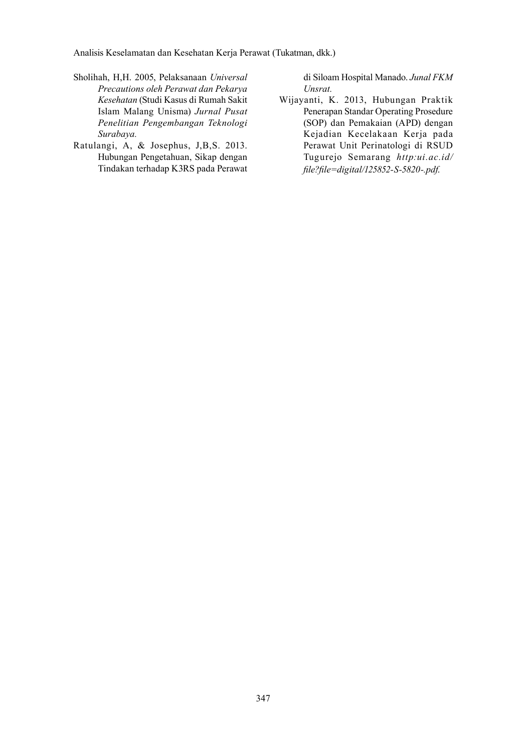Sholihah, H,H. 2005, Pelaksanaan *Universal Precautions oleh Perawat dan Pekarya Kesehatan* (Studi Kasus di Rumah Sakit Islam Malang Unisma) *Jurnal Pusat Penelitian Pengembangan Teknologi Surabaya.*

Ratulangi, A, & Josephus, J,B,S. 2013. Hubungan Pengetahuan, Sikap dengan Tindakan terhadap K3RS pada Perawat di Siloam Hospital Manado. *Junal FKM Unsrat.*

Wijayanti, K. 2013, Hubungan Praktik Penerapan Standar Operating Prosedure (SOP) dan Pemakaian (APD) dengan Kejadian Kecelakaan Kerja pada Perawat Unit Perinatologi di RSUD Tugurejo Semarang *http:ui.ac.id/file?file=digital/125852-S-5820-.pdf.*